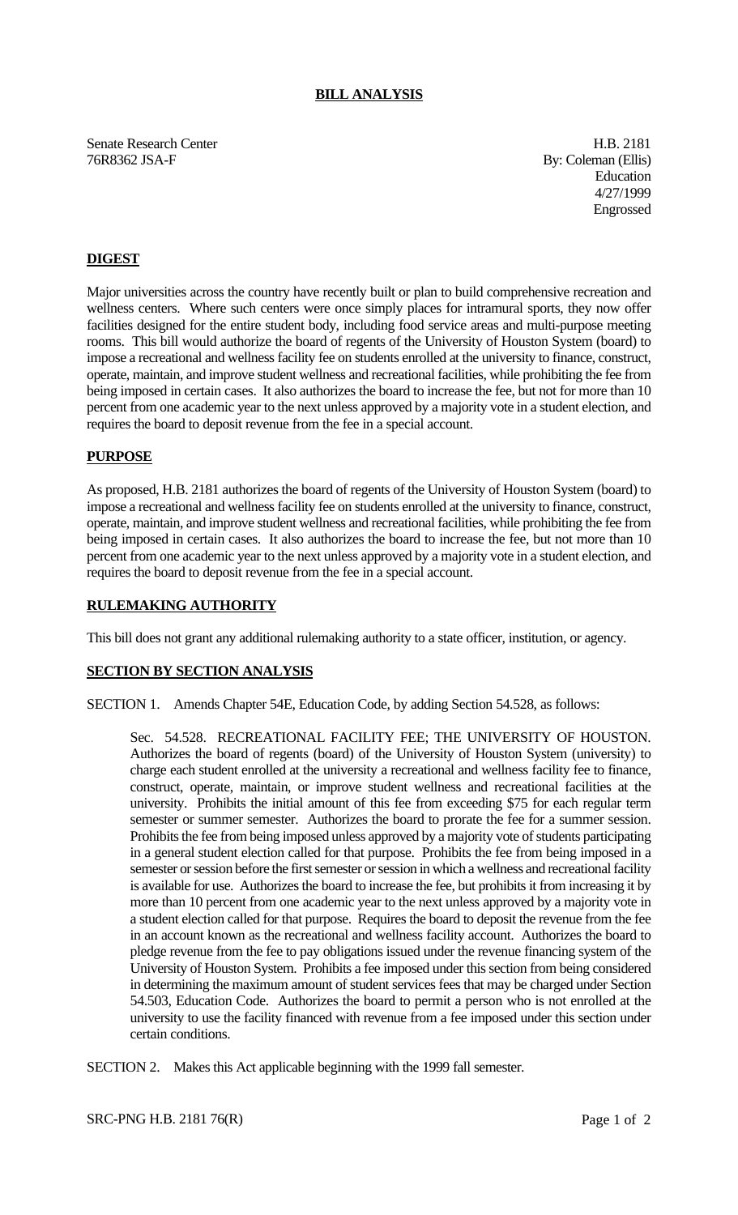## BILL ANALYSIS

Senate Research Center
76R8362 JSA-F

H.B. 2181
By: Coleman (Ellis)
Education
4/27/1999
Engrossed

### DIGEST

Major universities across the country have recently built or plan to build comprehensive recreation and wellness centers. Where such centers were once simply places for intramural sports, they now offer facilities designed for the entire student body, including food service areas and multi-purpose meeting rooms. This bill would authorize the board of regents of the University of Houston System (board) to impose a recreational and wellness facility fee on students enrolled at the university to finance, construct, operate, maintain, and improve student wellness and recreational facilities, while prohibiting the fee from being imposed in certain cases. It also authorizes the board to increase the fee, but not for more than 10 percent from one academic year to the next unless approved by a majority vote in a student election, and requires the board to deposit revenue from the fee in a special account.

### PURPOSE

As proposed, H.B. 2181 authorizes the board of regents of the University of Houston System (board) to impose a recreational and wellness facility fee on students enrolled at the university to finance, construct, operate, maintain, and improve student wellness and recreational facilities, while prohibiting the fee from being imposed in certain cases. It also authorizes the board to increase the fee, but not more than 10 percent from one academic year to the next unless approved by a majority vote in a student election, and requires the board to deposit revenue from the fee in a special account.

### RULEMAKING AUTHORITY

This bill does not grant any additional rulemaking authority to a state officer, institution, or agency.

### SECTION BY SECTION ANALYSIS

SECTION 1. Amends Chapter 54E, Education Code, by adding Section 54.528, as follows:

> Sec. 54.528. RECREATIONAL FACILITY FEE; THE UNIVERSITY OF HOUSTON. Authorizes the board of regents (board) of the University of Houston System (university) to charge each student enrolled at the university a recreational and wellness facility fee to finance, construct, operate, maintain, or improve student wellness and recreational facilities at the university. Prohibits the initial amount of this fee from exceeding $75 for each regular term semester or summer semester. Authorizes the board to prorate the fee for a summer session. Prohibits the fee from being imposed unless approved by a majority vote of students participating in a general student election called for that purpose. Prohibits the fee from being imposed in a semester or session before the first semester or session in which a wellness and recreational facility is available for use. Authorizes the board to increase the fee, but prohibits it from increasing it by more than 10 percent from one academic year to the next unless approved by a majority vote in a student election called for that purpose. Requires the board to deposit the revenue from the fee in an account known as the recreational and wellness facility account. Authorizes the board to pledge revenue from the fee to pay obligations issued under the revenue financing system of the University of Houston System. Prohibits a fee imposed under this section from being considered in determining the maximum amount of student services fees that may be charged under Section 54.503, Education Code. Authorizes the board to permit a person who is not enrolled at the university to use the facility financed with revenue from a fee imposed under this section under certain conditions.

SECTION 2. Makes this Act applicable beginning with the 1999 fall semester.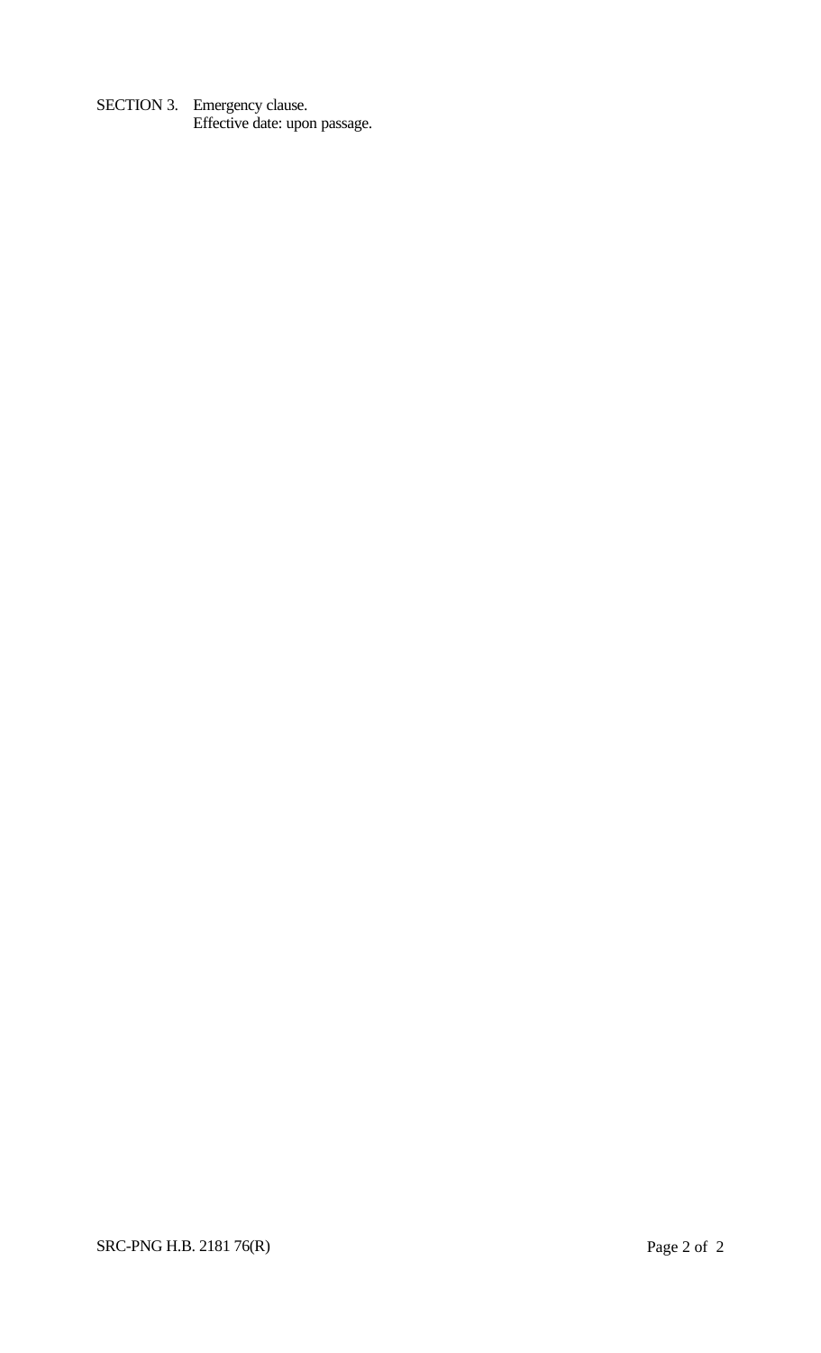SECTION 3. Emergency clause.
Effective date: upon passage.